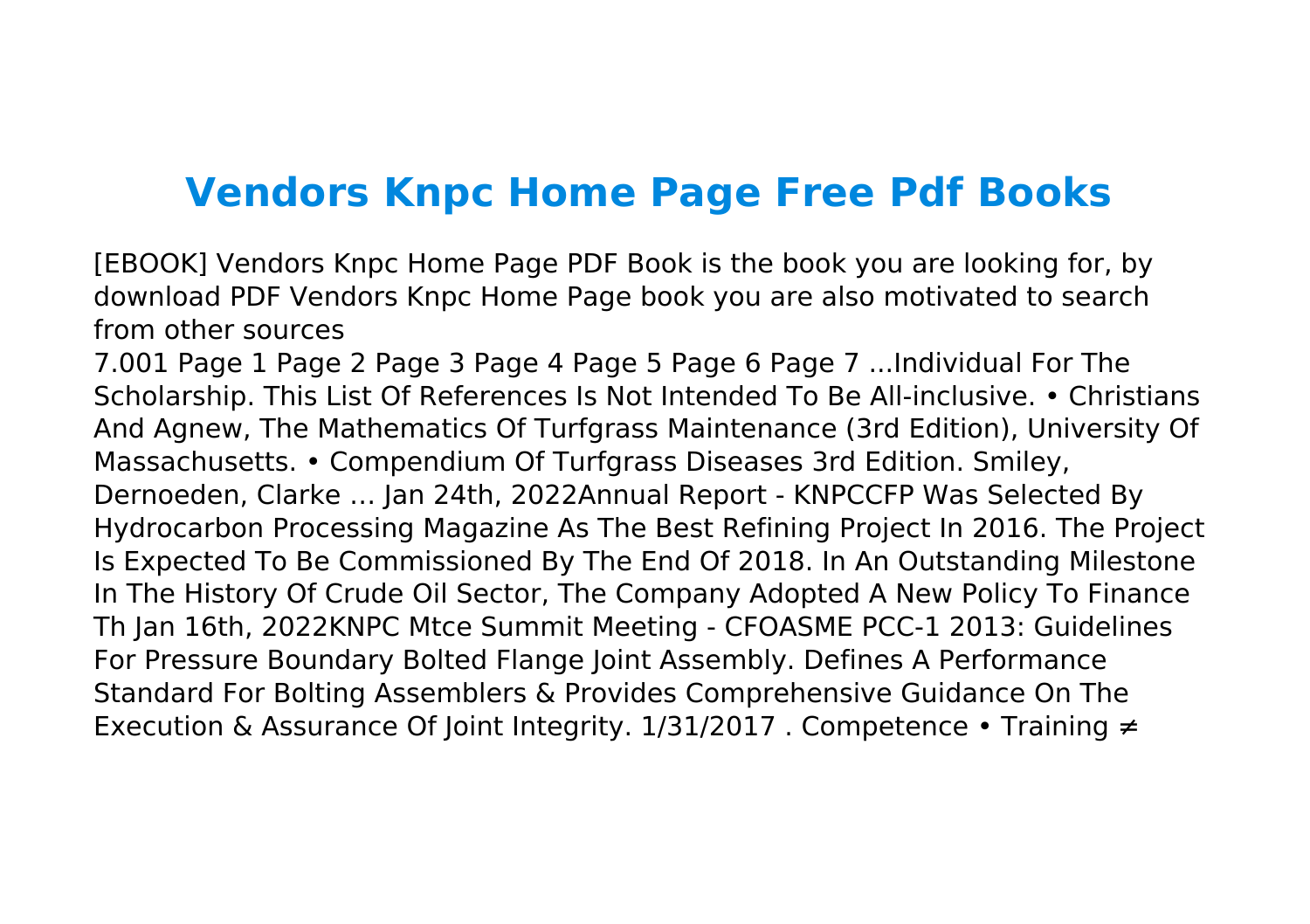# Vendors Knpc Home Page Free Pdf Books

[EBOOK] Vendors Knpc Home Page PDF Book is the book you are looking for, by download PDF Vendors Knpc Home Page book you are also motivated to search from other sources

7.001 Page 1 Page 2 Page 3 Page 4 Page 5 Page 6 Page 7 ...Individual For The Scholarship. This List Of References Is Not Intended To Be All-inclusive. • Christians And Agnew, The Mathematics Of Turfgrass Maintenance (3rd Edition), University Of Massachusetts. • Compendium Of Turfgrass Diseases 3rd Edition. Smiley, Dernoeden, Clarke … Jan 24th, 2022Annual Report - KNPCCFP Was Selected By Hydrocarbon Processing Magazine As The Best Refining Project In 2016. The Project Is Expected To Be Commissioned By The End Of 2018. In An Outstanding Milestone In The History Of Crude Oil Sector, The Company Adopted A New Policy To Finance Th Jan 16th, 2022KNPC Mtce Summit Meeting - CFOASME PCC-1 2013: Guidelines For Pressure Boundary Bolted Flange Joint Assembly. Defines A Performance Standard For Bolting Assemblers & Provides Comprehensive Guidance On The Execution & Assurance Of Joint Integrity. 1/31/2017 . Competence • Training ≠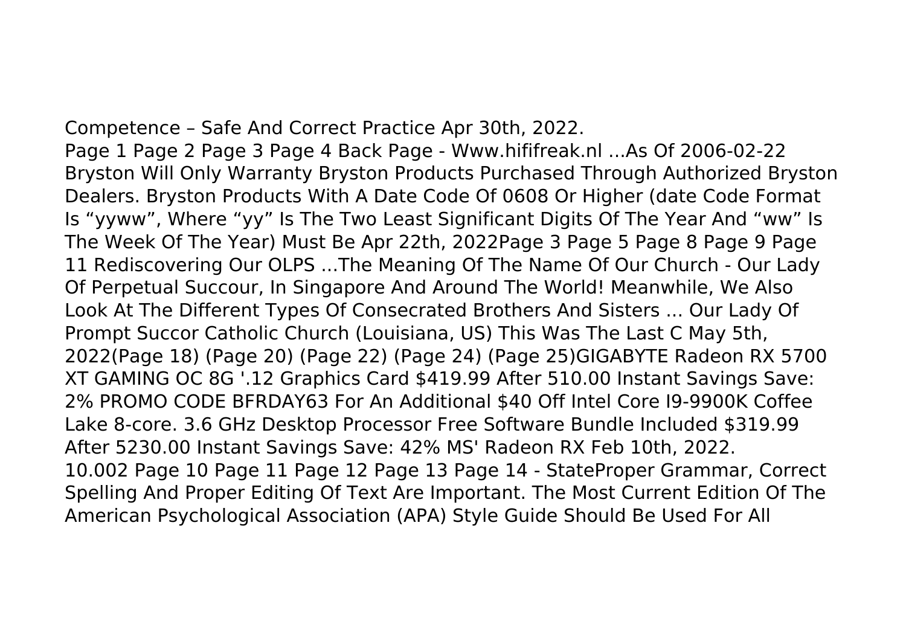Competence – Safe And Correct Practice Apr 30th, 2022.
Page 1 Page 2 Page 3 Page 4 Back Page - Www.hififreak.nl ...As Of 2006-02-22 Bryston Will Only Warranty Bryston Products Purchased Through Authorized Bryston Dealers. Bryston Products With A Date Code Of 0608 Or Higher (date Code Format Is "yyww", Where "yy" Is The Two Least Significant Digits Of The Year And "ww" Is The Week Of The Year) Must Be Apr 22th, 2022Page 3 Page 5 Page 8 Page 9 Page 11 Rediscovering Our OLPS ...The Meaning Of The Name Of Our Church - Our Lady Of Perpetual Succour, In Singapore And Around The World! Meanwhile, We Also Look At The Different Types Of Consecrated Brothers And Sisters ... Our Lady Of Prompt Succor Catholic Church (Louisiana, US) This Was The Last C May 5th, 2022(Page 18) (Page 20) (Page 22) (Page 24) (Page 25)GIGABYTE Radeon RX 5700 XT GAMING OC 8G '.12 Graphics Card $419.99 After 510.00 Instant Savings Save: 2% PROMO CODE BFRDAY63 For An Additional $40 Off Intel Core I9-9900K Coffee Lake 8-core. 3.6 GHz Desktop Processor Free Software Bundle Included $319.99 After 5230.00 Instant Savings Save: 42% MS' Radeon RX Feb 10th, 2022.
10.002 Page 10 Page 11 Page 12 Page 13 Page 14 - StateProper Grammar, Correct Spelling And Proper Editing Of Text Are Important. The Most Current Edition Of The American Psychological Association (APA) Style Guide Should Be Used For All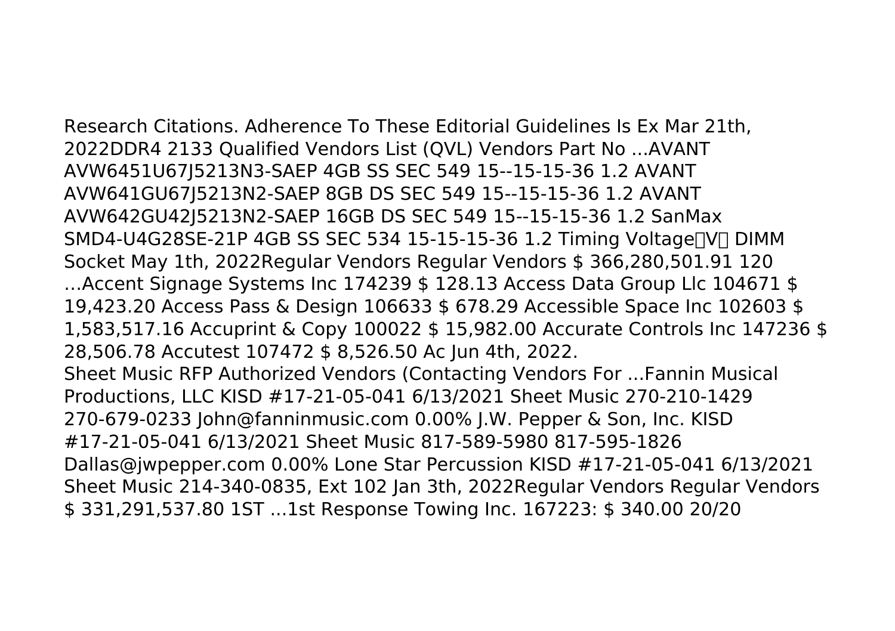Research Citations. Adherence To These Editorial Guidelines Is Ex Mar 21th, 2022DDR4 2133 Qualified Vendors List (QVL) Vendors Part No ...AVANT AVW6451U67J5213N3-SAEP 4GB SS SEC 549 15--15-15-36 1.2 AVANT AVW641GU67J5213N2-SAEP 8GB DS SEC 549 15--15-15-36 1.2 AVANT AVW642GU42J5213N2-SAEP 16GB DS SEC 549 15--15-15-36 1.2 SanMax SMD4-U4G28SE-21P 4GB SS SEC 534 15-15-15-36 1.2 Timing Voltage（V） DIMM Socket May 1th, 2022Regular Vendors Regular Vendors $ 366,280,501.91 120 …Accent Signage Systems Inc 174239 $ 128.13 Access Data Group Llc 104671 $ 19,423.20 Access Pass & Design 106633 $ 678.29 Accessible Space Inc 102603 $ 1,583,517.16 Accuprint & Copy 100022 $ 15,982.00 Accurate Controls Inc 147236 $ 28,506.78 Accutest 107472 $ 8,526.50 Ac Jun 4th, 2022.

Sheet Music RFP Authorized Vendors (Contacting Vendors For ...Fannin Musical Productions, LLC KISD #17-21-05-041 6/13/2021 Sheet Music 270-210-1429 270-679-0233 John@fanninmusic.com 0.00% J.W. Pepper & Son, Inc. KISD #17-21-05-041 6/13/2021 Sheet Music 817-589-5980 817-595-1826 Dallas@jwpepper.com 0.00% Lone Star Percussion KISD #17-21-05-041 6/13/2021 Sheet Music 214-340-0835, Ext 102 Jan 3th, 2022Regular Vendors Regular Vendors $ 331,291,537.80 1ST ...1st Response Towing Inc. 167223: $ 340.00 20/20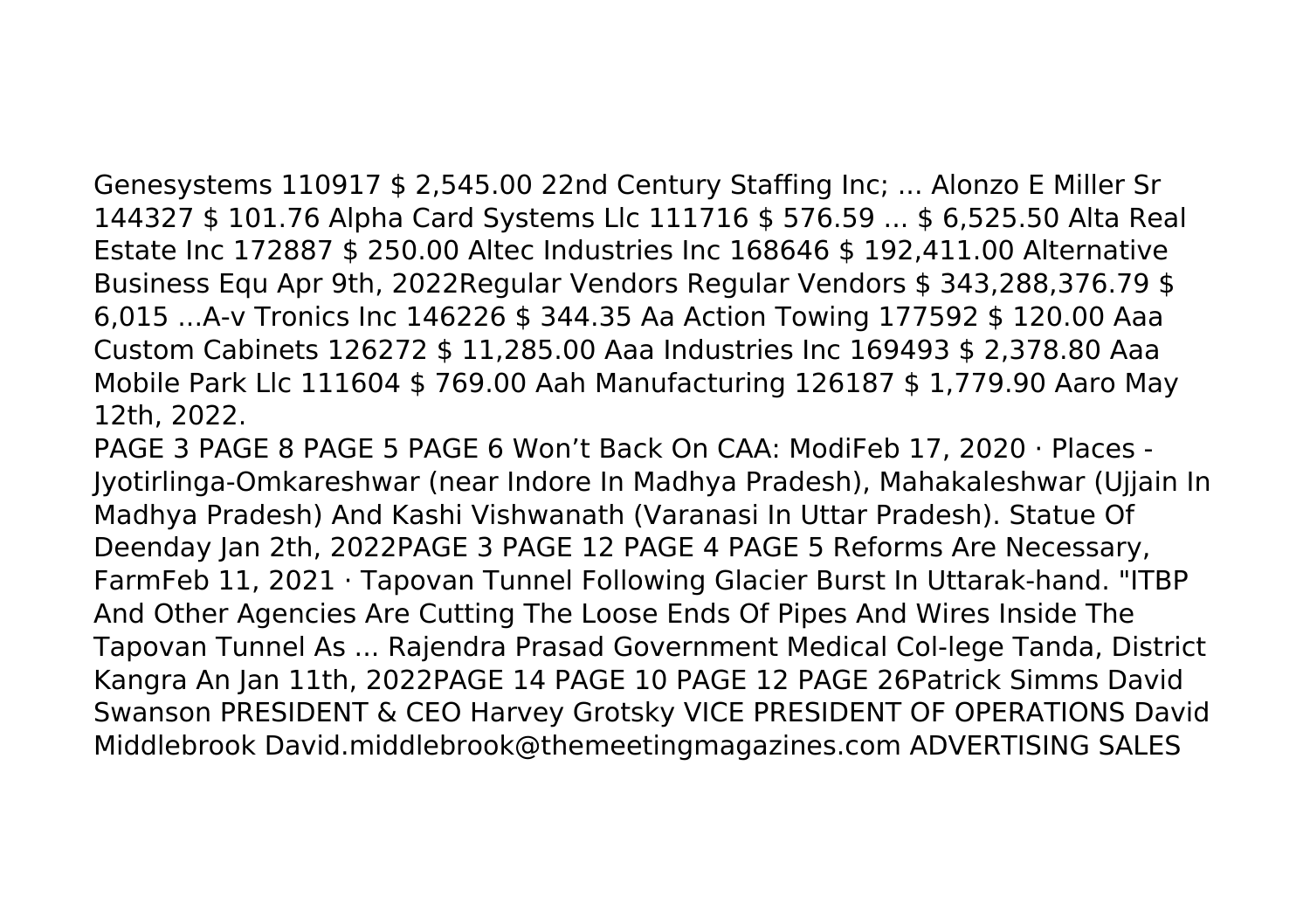Genesystems 110917 $ 2,545.00 22nd Century Staffing Inc; ... Alonzo E Miller Sr 144327 $ 101.76 Alpha Card Systems Llc 111716 $ 576.59 ... $ 6,525.50 Alta Real Estate Inc 172887 $ 250.00 Altec Industries Inc 168646 $ 192,411.00 Alternative Business Equ Apr 9th, 2022Regular Vendors Regular Vendors $ 343,288,376.79 $ 6,015 ...A-v Tronics Inc 146226 $ 344.35 Aa Action Towing 177592 $ 120.00 Aaa Custom Cabinets 126272 $ 11,285.00 Aaa Industries Inc 169493 $ 2,378.80 Aaa Mobile Park Llc 111604 $ 769.00 Aah Manufacturing 126187 $ 1,779.90 Aaro May 12th, 2022.

PAGE 3 PAGE 8 PAGE 5 PAGE 6 Won't Back On CAA: ModiFeb 17, 2020 · Places - Jyotirlinga-Omkareshwar (near Indore In Madhya Pradesh), Mahakaleshwar (Ujjain In Madhya Pradesh) And Kashi Vishwanath (Varanasi In Uttar Pradesh). Statue Of Deenday Jan 2th, 2022PAGE 3 PAGE 12 PAGE 4 PAGE 5 Reforms Are Necessary, FarmFeb 11, 2021 · Tapovan Tunnel Following Glacier Burst In Uttarak-hand. "ITBP And Other Agencies Are Cutting The Loose Ends Of Pipes And Wires Inside The Tapovan Tunnel As ... Rajendra Prasad Government Medical Col-lege Tanda, District Kangra An Jan 11th, 2022PAGE 14 PAGE 10 PAGE 12 PAGE 26Patrick Simms David Swanson PRESIDENT & CEO Harvey Grotsky VICE PRESIDENT OF OPERATIONS David Middlebrook David.middlebrook@themeetingmagazines.com ADVERTISING SALES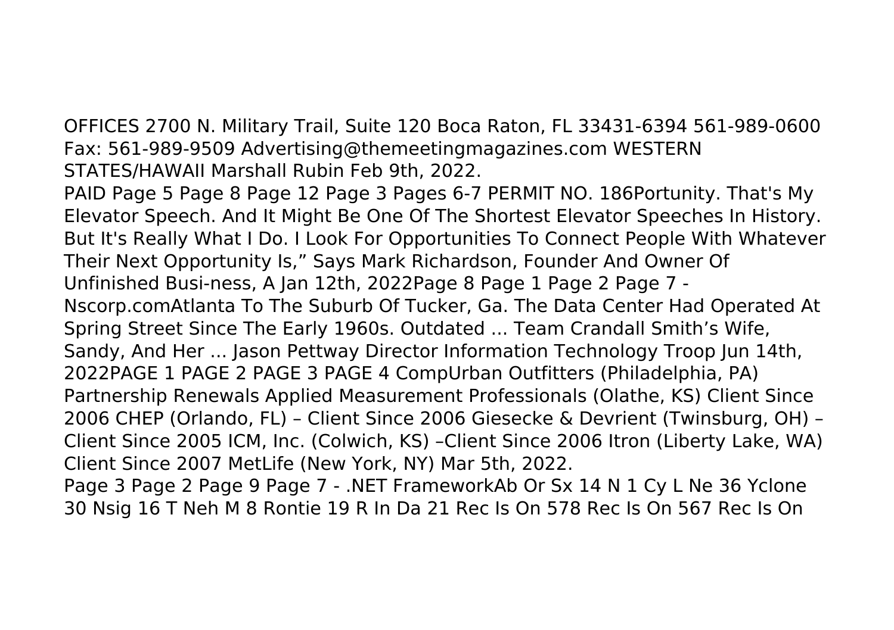OFFICES 2700 N. Military Trail, Suite 120 Boca Raton, FL 33431-6394 561-989-0600 Fax: 561-989-9509 Advertising@themeetingmagazines.com WESTERN STATES/HAWAII Marshall Rubin Feb 9th, 2022.

PAID Page 5 Page 8 Page 12 Page 3 Pages 6-7 PERMIT NO. 186Portunity. That's My Elevator Speech. And It Might Be One Of The Shortest Elevator Speeches In History. But It's Really What I Do. I Look For Opportunities To Connect People With Whatever Their Next Opportunity Is," Says Mark Richardson, Founder And Owner Of Unfinished Busi-ness, A Jan 12th, 2022Page 8 Page 1 Page 2 Page 7 - Nscorp.comAtlanta To The Suburb Of Tucker, Ga. The Data Center Had Operated At Spring Street Since The Early 1960s. Outdated ... Team Crandall Smith's Wife, Sandy, And Her ... Jason Pettway Director Information Technology Troop Jun 14th, 2022PAGE 1 PAGE 2 PAGE 3 PAGE 4 CompUrban Outfitters (Philadelphia, PA) Partnership Renewals Applied Measurement Professionals (Olathe, KS) Client Since 2006 CHEP (Orlando, FL) – Client Since 2006 Giesecke & Devrient (Twinsburg, OH) – Client Since 2005 ICM, Inc. (Colwich, KS) –Client Since 2006 Itron (Liberty Lake, WA) Client Since 2007 MetLife (New York, NY) Mar 5th, 2022.

Page 3 Page 2 Page 9 Page 7 - .NET FrameworkAb Or Sx 14 N 1 Cy L Ne 36 Yclone 30 Nsig 16 T Neh M 8 Rontie 19 R In Da 21 Rec Is On 578 Rec Is On 567 Rec Is On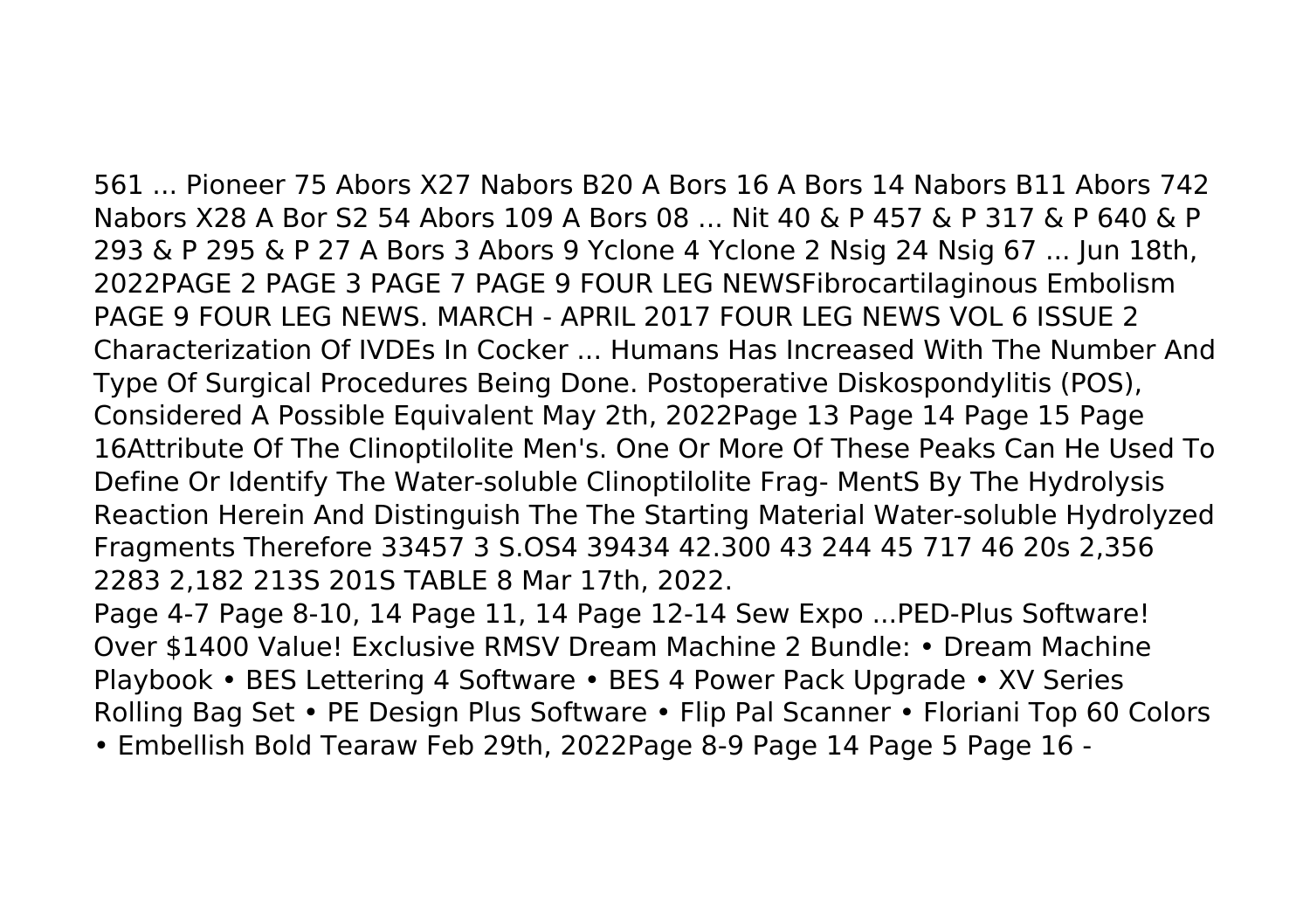561 ... Pioneer 75 Abors X27 Nabors B20 A Bors 16 A Bors 14 Nabors B11 Abors 742 Nabors X28 A Bor S2 54 Abors 109 A Bors 08 ... Nit 40 & P 457 & P 317 & P 640 & P 293 & P 295 & P 27 A Bors 3 Abors 9 Yclone 4 Yclone 2 Nsig 24 Nsig 67 ... Jun 18th, 2022PAGE 2 PAGE 3 PAGE 7 PAGE 9 FOUR LEG NEWSFibrocartilaginous Embolism PAGE 9 FOUR LEG NEWS. MARCH - APRIL 2017 FOUR LEG NEWS VOL 6 ISSUE 2 Characterization Of IVDEs In Cocker ... Humans Has Increased With The Number And Type Of Surgical Procedures Being Done. Postoperative Diskospondylitis (POS), Considered A Possible Equivalent May 2th, 2022Page 13 Page 14 Page 15 Page 16Attribute Of The Clinoptilolite Men's. One Or More Of These Peaks Can He Used To Define Or Identify The Water-soluble Clinoptilolite Frag- MentS By The Hydrolysis Reaction Herein And Distinguish The The Starting Material Water-soluble Hydrolyzed Fragments Therefore 33457 3 S.OS4 39434 42.300 43 244 45 717 46 20s 2,356 2283 2,182 213S 201S TABLE 8 Mar 17th, 2022.

Page 4-7 Page 8-10, 14 Page 11, 14 Page 12-14 Sew Expo ...PED-Plus Software! Over $1400 Value! Exclusive RMSV Dream Machine 2 Bundle: • Dream Machine Playbook • BES Lettering 4 Software • BES 4 Power Pack Upgrade • XV Series Rolling Bag Set • PE Design Plus Software • Flip Pal Scanner • Floriani Top 60 Colors • Embellish Bold Tearaw Feb 29th, 2022Page 8-9 Page 14 Page 5 Page 16 -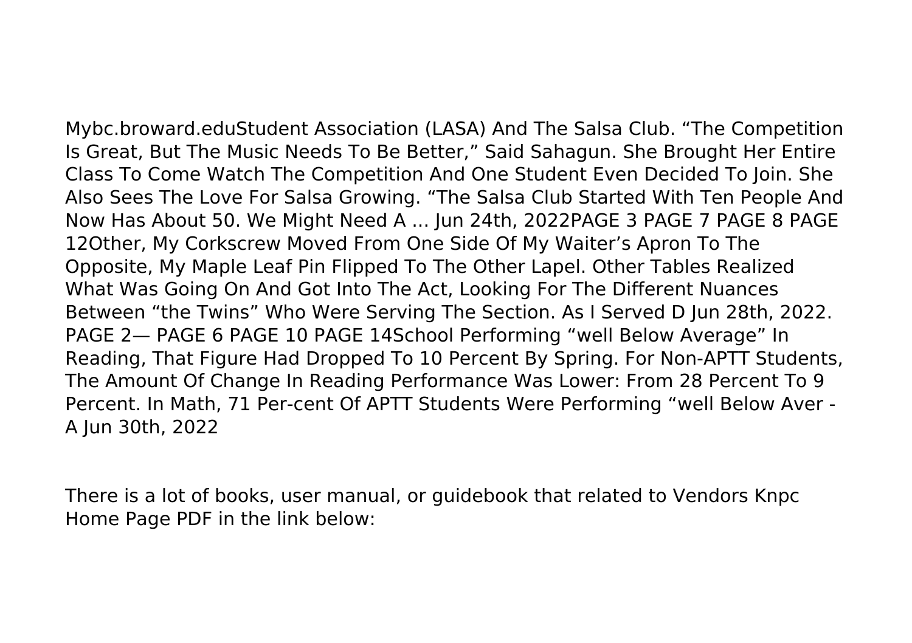Mybc.broward.eduStudent Association (LASA) And The Salsa Club. "The Competition Is Great, But The Music Needs To Be Better," Said Sahagun. She Brought Her Entire Class To Come Watch The Competition And One Student Even Decided To Join. She Also Sees The Love For Salsa Growing. "The Salsa Club Started With Ten People And Now Has About 50. We Might Need A ... Jun 24th, 2022PAGE 3 PAGE 7 PAGE 8 PAGE 12Other, My Corkscrew Moved From One Side Of My Waiter's Apron To The Opposite, My Maple Leaf Pin Flipped To The Other Lapel. Other Tables Realized What Was Going On And Got Into The Act, Looking For The Different Nuances Between "the Twins" Who Were Serving The Section. As I Served D Jun 28th, 2022. PAGE 2— PAGE 6 PAGE 10 PAGE 14School Performing "well Below Average" In Reading, That Figure Had Dropped To 10 Percent By Spring. For Non-APTT Students, The Amount Of Change In Reading Performance Was Lower: From 28 Percent To 9 Percent. In Math, 71 Per-cent Of APTT Students Were Performing "well Below Aver - A Jun 30th, 2022

There is a lot of books, user manual, or guidebook that related to Vendors Knpc Home Page PDF in the link below: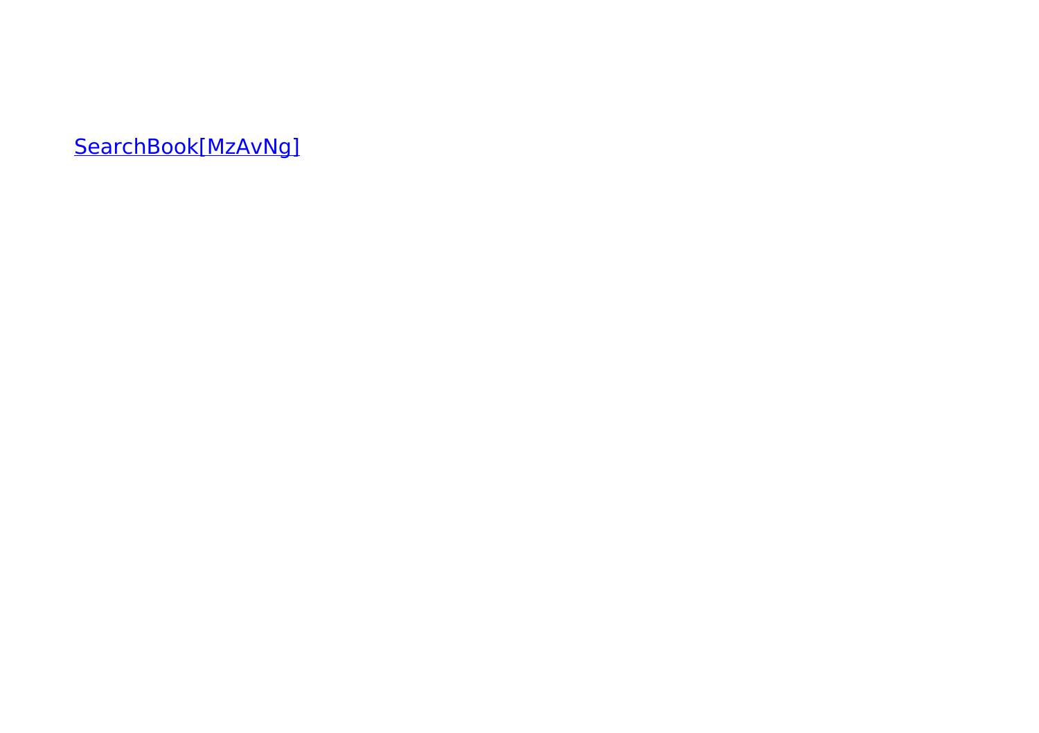SearchBook[MzAvNg]